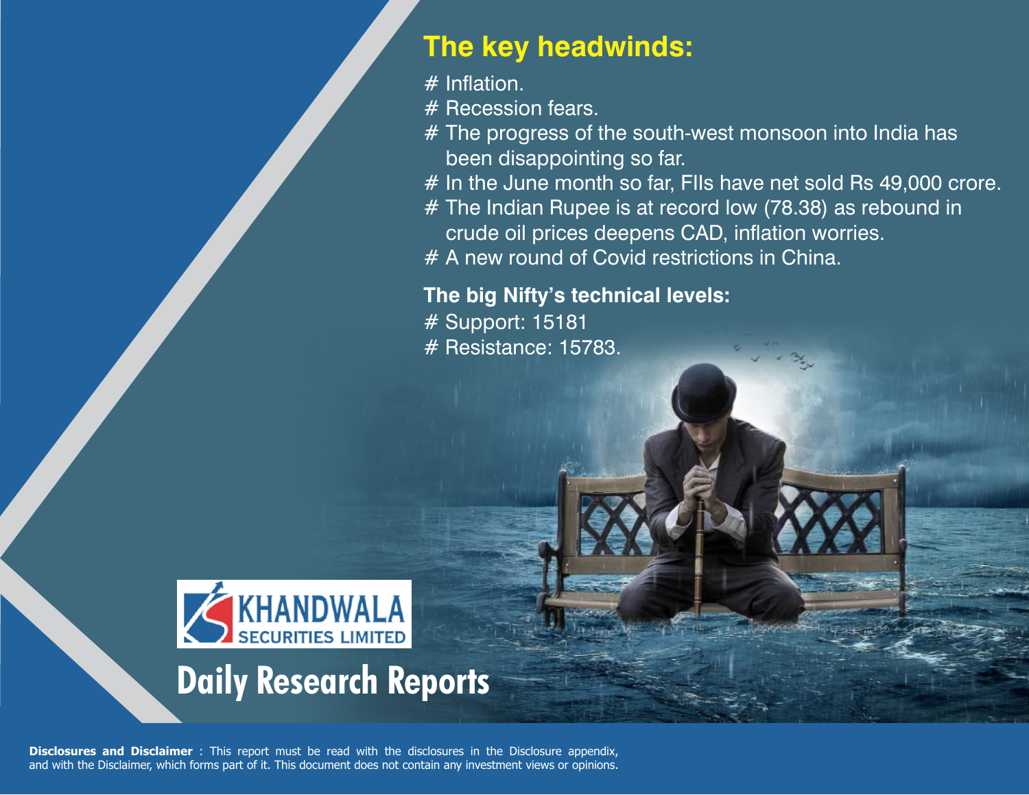## The key headwinds:

# Inflation.
# Recession fears.
# The progress of the south-west monsoon into India has been disappointing so far.
# In the June month so far, FIIs have net sold Rs 49,000 crore.
# The Indian Rupee is at record low (78.38) as rebound in crude oil prices deepens CAD, inflation worries.
# A new round of Covid restrictions in China.

**The big Nifty's technical levels:**

# Support: 15181
# Resistance: 15783.

KHANDWALA SECURITIES LIMITED

# Daily Research Reports

**Disclosures and Disclaimer** : This report must be read with the disclosures in the Disclosure appendix, and with the Disclaimer, which forms part of it. This document does not contain any investment views or opinions.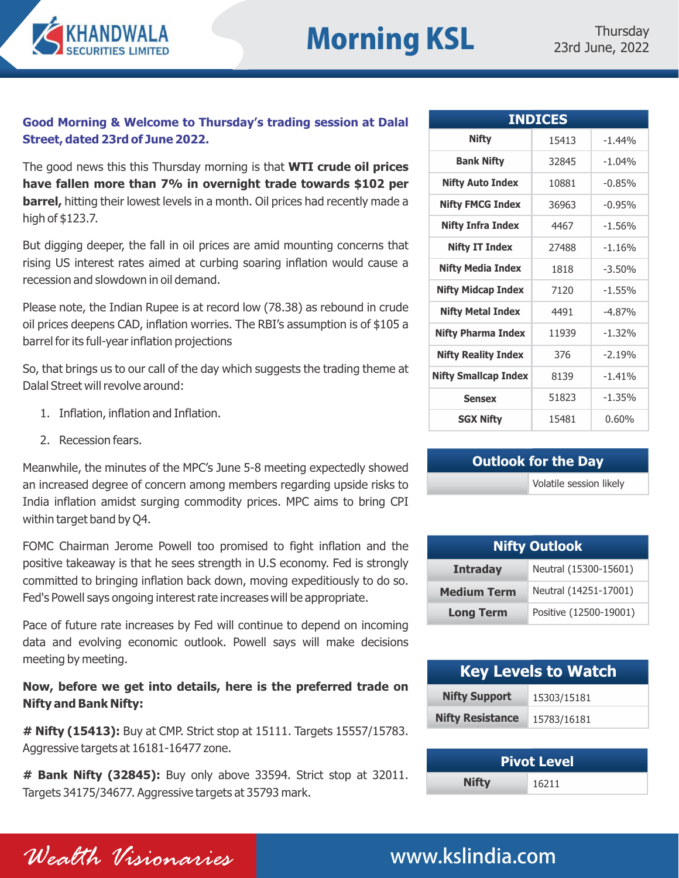# Morning KSL

Thursday
23rd June, 2022

**Good Morning & Welcome to Thursday's trading session at Dalal Street, dated 23rd of June 2022.**

The good news this this Thursday morning is that **WTI crude oil prices have fallen more than 7% in overnight trade towards $102 per barrel,** hitting their lowest levels in a month. Oil prices had recently made a high of $123.7.

But digging deeper, the fall in oil prices are amid mounting concerns that rising US interest rates aimed at curbing soaring inflation would cause a recession and slowdown in oil demand.

Please note, the Indian Rupee is at record low (78.38) as rebound in crude oil prices deepens CAD, inflation worries. The RBI's assumption is of $105 a barrel for its full-year inflation projections

So, that brings us to our call of the day which suggests the trading theme at Dalal Street will revolve around:

1. Inflation, inflation and Inflation.
2. Recession fears.

Meanwhile, the minutes of the MPC's June 5-8 meeting expectedly showed an increased degree of concern among members regarding upside risks to India inflation amidst surging commodity prices. MPC aims to bring CPI within target band by Q4.

FOMC Chairman Jerome Powell too promised to fight inflation and the positive takeaway is that he sees strength in U.S economy. Fed is strongly committed to bringing inflation back down, moving expeditiously to do so. Fed's Powell says ongoing interest rate increases will be appropriate.

Pace of future rate increases by Fed will continue to depend on incoming data and evolving economic outlook. Powell says will make decisions meeting by meeting.

**Now, before we get into details, here is the preferred trade on Nifty and Bank Nifty:**

**# Nifty (15413):** Buy at CMP. Strict stop at 15111. Targets 15557/15783. Aggressive targets at 16181-16477 zone.

**# Bank Nifty (32845):** Buy only above 33594. Strict stop at 32011. Targets 34175/34677. Aggressive targets at 35793 mark.

## INDICES

| Index | Value | Change |
|---|---|---|
| Nifty | 15413 | -1.44% |
| Bank Nifty | 32845 | -1.04% |
| Nifty Auto Index | 10881 | -0.85% |
| Nifty FMCG Index | 36963 | -0.95% |
| Nifty Infra Index | 4467 | -1.56% |
| Nifty IT Index | 27488 | -1.16% |
| Nifty Media Index | 1818 | -3.50% |
| Nifty Midcap Index | 7120 | -1.55% |
| Nifty Metal Index | 4491 | -4.87% |
| Nifty Pharma Index | 11939 | -1.32% |
| Nifty Reality Index | 376 | -2.19% |
| Nifty Smallcap Index | 8139 | -1.41% |
| Sensex | 51823 | -1.35% |
| SGX Nifty | 15481 | 0.60% |

## Outlook for the Day

| | |
|---|---|
| | Volatile session likely |

## Nifty Outlook

| | |
|---|---|
| Intraday | Neutral (15300-15601) |
| Medium Term | Neutral (14251-17001) |
| Long Term | Positive (12500-19001) |

## Key Levels to Watch

| | |
|---|---|
| Nifty Support | 15303/15181 |
| Nifty Resistance | 15783/16181 |

## Pivot Level

| | |
|---|---|
| Nifty | 16211 |

*Wealth Visionaries*

www.kslindia.com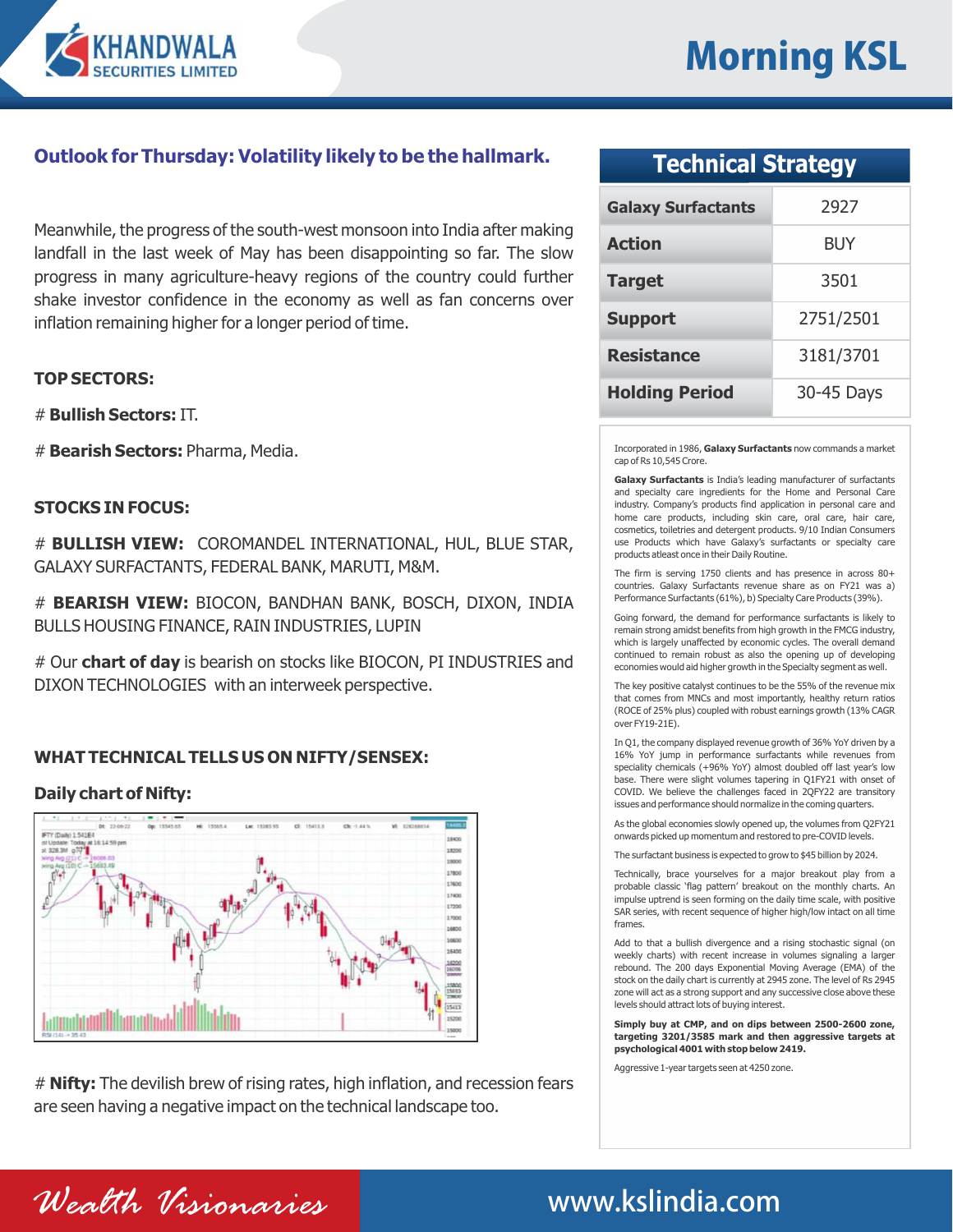## Outlook for Thursday: Volatility likely to be the hallmark.

Meanwhile, the progress of the south-west monsoon into India after making landfall in the last week of May has been disappointing so far. The slow progress in many agriculture-heavy regions of the country could further shake investor confidence in the economy as well as fan concerns over inflation remaining higher for a longer period of time.

**TOP SECTORS:**

# **Bullish Sectors:** IT.

# **Bearish Sectors:** Pharma, Media.

**STOCKS IN FOCUS:**

# **BULLISH VIEW:** COROMANDEL INTERNATIONAL, HUL, BLUE STAR, GALAXY SURFACTANTS, FEDERAL BANK, MARUTI, M&M.

# **BEARISH VIEW:** BIOCON, BANDHAN BANK, BOSCH, DIXON, INDIA BULLS HOUSING FINANCE, RAIN INDUSTRIES, LUPIN

# Our **chart of day** is bearish on stocks like BIOCON, PI INDUSTRIES and DIXON TECHNOLOGIES with an interweek perspective.

**WHAT TECHNICAL TELLS US ON NIFTY/SENSEX:**

**Daily chart of Nifty:**

# **Nifty:** The devilish brew of rising rates, high inflation, and recession fears are seen having a negative impact on the technical landscape too.

## Technical Strategy

| Galaxy Surfactants | 2927 |
|---|---|
| Action | BUY |
| Target | 3501 |
| Support | 2751/2501 |
| Resistance | 3181/3701 |
| Holding Period | 30-45 Days |

Incorporated in 1986, **Galaxy Surfactants** now commands a market cap of Rs 10,545 Crore.

**Galaxy Surfactants** is India's leading manufacturer of surfactants and specialty care ingredients for the Home and Personal Care industry. Company's products find application in personal care and home care products, including skin care, oral care, hair care, cosmetics, toiletries and detergent products. 9/10 Indian Consumers use Products which have Galaxy's surfactants or specialty care products atleast once in their Daily Routine.

The firm is serving 1750 clients and has presence in across 80+ countries. Galaxy Surfactants revenue share as on FY21 was a) Performance Surfactants (61%), b) Specialty Care Products (39%).

Going forward, the demand for performance surfactants is likely to remain strong amidst benefits from high growth in the FMCG industry, which is largely unaffected by economic cycles. The overall demand continued to remain robust as also the opening up of developing economies would aid higher growth in the Specialty segment as well.

The key positive catalyst continues to be the 55% of the revenue mix that comes from MNCs and most importantly, healthy return ratios (ROCE of 25% plus) coupled with robust earnings growth (13% CAGR over FY19-21E).

In Q1, the company displayed revenue growth of 36% YoY driven by a 16% YoY jump in performance surfactants while revenues from speciality chemicals (+96% YoY) almost doubled off last year's low base. There were slight volumes tapering in Q1FY21 with onset of COVID. We believe the challenges faced in 2QFY22 are transitory issues and performance should normalize in the coming quarters.

As the global economies slowly opened up, the volumes from Q2FY21 onwards picked up momentum and restored to pre-COVID levels.

The surfactant business is expected to grow to $45 billion by 2024.

Technically, brace yourselves for a major breakout play from a probable classic 'flag pattern' breakout on the monthly charts. An impulse uptrend is seen forming on the daily time scale, with positive SAR series, with recent sequence of higher high/low intact on all time frames.

Add to that a bullish divergence and a rising stochastic signal (on weekly charts) with recent increase in volumes signaling a larger rebound. The 200 days Exponential Moving Average (EMA) of the stock on the daily chart is currently at 2945 zone. The level of Rs 2945 zone will act as a strong support and any successive close above these levels should attract lots of buying interest.

**Simply buy at CMP, and on dips between 2500-2600 zone, targeting 3201/3585 mark and then aggressive targets at psychological 4001 with stop below 2419.**

Aggressive 1-year targets seen at 4250 zone.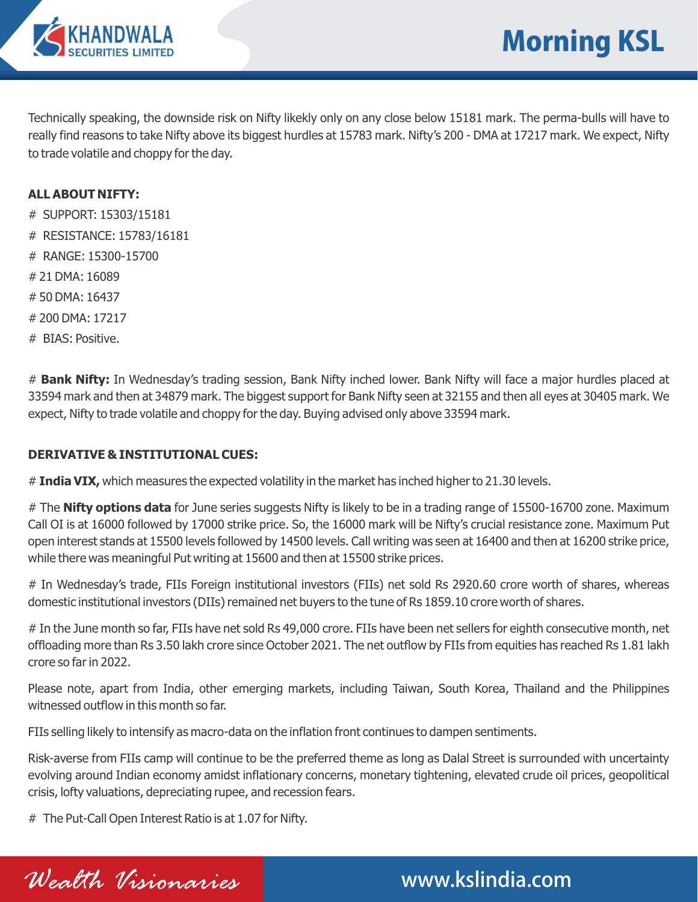Technically speaking, the downside risk on Nifty likekly only on any close below 15181 mark. The perma-bulls will have to really find reasons to take Nifty above its biggest hurdles at 15783 mark. Nifty's 200 - DMA at 17217 mark. We expect, Nifty to trade volatile and choppy for the day.

**ALL ABOUT NIFTY:**

# SUPPORT: 15303/15181

# RESISTANCE: 15783/16181

# RANGE: 15300-15700

# 21 DMA: 16089

# 50 DMA: 16437

# 200 DMA: 17217

# BIAS: Positive.

# **Bank Nifty:** In Wednesday's trading session, Bank Nifty inched lower. Bank Nifty will face a major hurdles placed at 33594 mark and then at 34879 mark. The biggest support for Bank Nifty seen at 32155 and then all eyes at 30405 mark. We expect, Nifty to trade volatile and choppy for the day. Buying advised only above 33594 mark.

**DERIVATIVE & INSTITUTIONAL CUES:**

# **India VIX,** which measures the expected volatility in the market has inched higher to 21.30 levels.

# The **Nifty options data** for June series suggests Nifty is likely to be in a trading range of 15500-16700 zone. Maximum Call OI is at 16000 followed by 17000 strike price. So, the 16000 mark will be Nifty's crucial resistance zone. Maximum Put open interest stands at 15500 levels followed by 14500 levels. Call writing was seen at 16400 and then at 16200 strike price, while there was meaningful Put writing at 15600 and then at 15500 strike prices.

# In Wednesday's trade, FIIs Foreign institutional investors (FIIs) net sold Rs 2920.60 crore worth of shares, whereas domestic institutional investors (DIIs) remained net buyers to the tune of Rs 1859.10 crore worth of shares.

# In the June month so far, FIIs have net sold Rs 49,000 crore. FIIs have been net sellers for eighth consecutive month, net offloading more than Rs 3.50 lakh crore since October 2021. The net outflow by FIIs from equities has reached Rs 1.81 lakh crore so far in 2022.

Please note, apart from India, other emerging markets, including Taiwan, South Korea, Thailand and the Philippines witnessed outflow in this month so far.

FIIs selling likely to intensify as macro-data on the inflation front continues to dampen sentiments.

Risk-averse from FIIs camp will continue to be the preferred theme as long as Dalal Street is surrounded with uncertainty evolving around Indian economy amidst inflationary concerns, monetary tightening, elevated crude oil prices, geopolitical crisis, lofty valuations, depreciating rupee, and recession fears.

# The Put-Call Open Interest Ratio is at 1.07 for Nifty.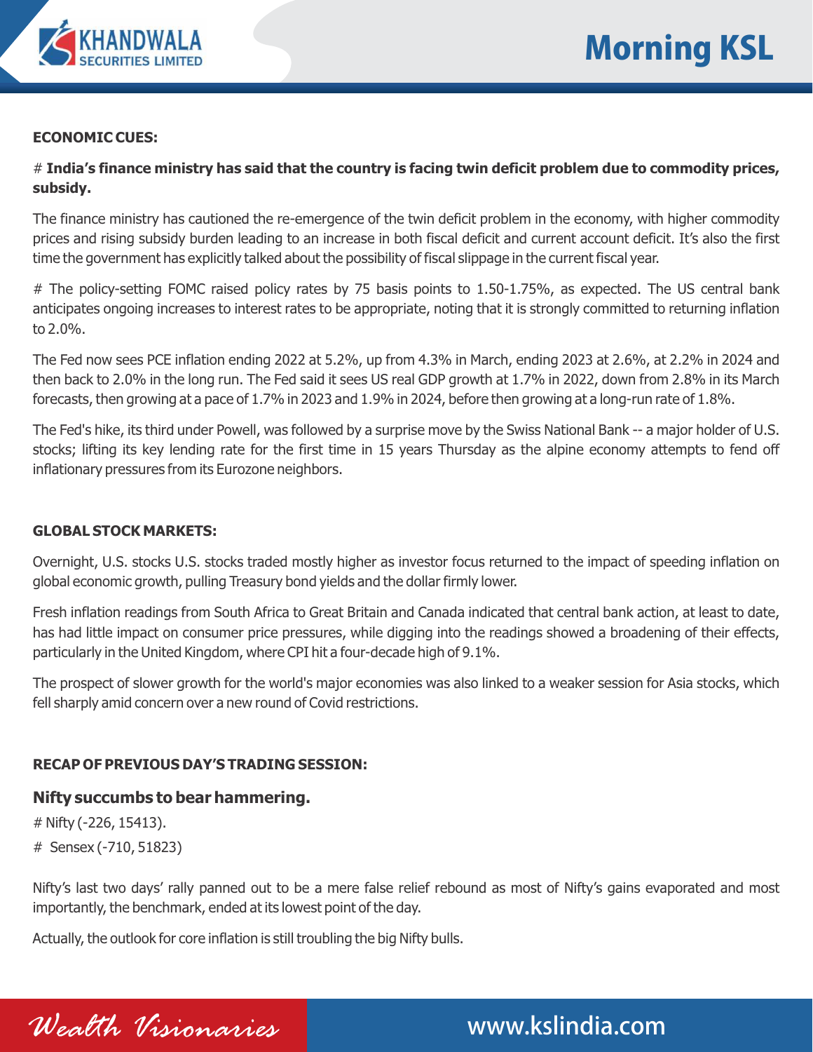### ECONOMIC CUES:

# **India's finance ministry has said that the country is facing twin deficit problem due to commodity prices, subsidy.**

The finance ministry has cautioned the re-emergence of the twin deficit problem in the economy, with higher commodity prices and rising subsidy burden leading to an increase in both fiscal deficit and current account deficit. It's also the first time the government has explicitly talked about the possibility of fiscal slippage in the current fiscal year.

# The policy-setting FOMC raised policy rates by 75 basis points to 1.50-1.75%, as expected. The US central bank anticipates ongoing increases to interest rates to be appropriate, noting that it is strongly committed to returning inflation to 2.0%.

The Fed now sees PCE inflation ending 2022 at 5.2%, up from 4.3% in March, ending 2023 at 2.6%, at 2.2% in 2024 and then back to 2.0% in the long run. The Fed said it sees US real GDP growth at 1.7% in 2022, down from 2.8% in its March forecasts, then growing at a pace of 1.7% in 2023 and 1.9% in 2024, before then growing at a long-run rate of 1.8%.

The Fed's hike, its third under Powell, was followed by a surprise move by the Swiss National Bank -- a major holder of U.S. stocks; lifting its key lending rate for the first time in 15 years Thursday as the alpine economy attempts to fend off inflationary pressures from its Eurozone neighbors.

### GLOBAL STOCK MARKETS:

Overnight, U.S. stocks U.S. stocks traded mostly higher as investor focus returned to the impact of speeding inflation on global economic growth, pulling Treasury bond yields and the dollar firmly lower.

Fresh inflation readings from South Africa to Great Britain and Canada indicated that central bank action, at least to date, has had little impact on consumer price pressures, while digging into the readings showed a broadening of their effects, particularly in the United Kingdom, where CPI hit a four-decade high of 9.1%.

The prospect of slower growth for the world's major economies was also linked to a weaker session for Asia stocks, which fell sharply amid concern over a new round of Covid restrictions.

### RECAP OF PREVIOUS DAY'S TRADING SESSION:

**Nifty succumbs to bear hammering.**

# Nifty (-226, 15413).

# Sensex (-710, 51823)

Nifty's last two days' rally panned out to be a mere false relief rebound as most of Nifty's gains evaporated and most importantly, the benchmark, ended at its lowest point of the day.

Actually, the outlook for core inflation is still troubling the big Nifty bulls.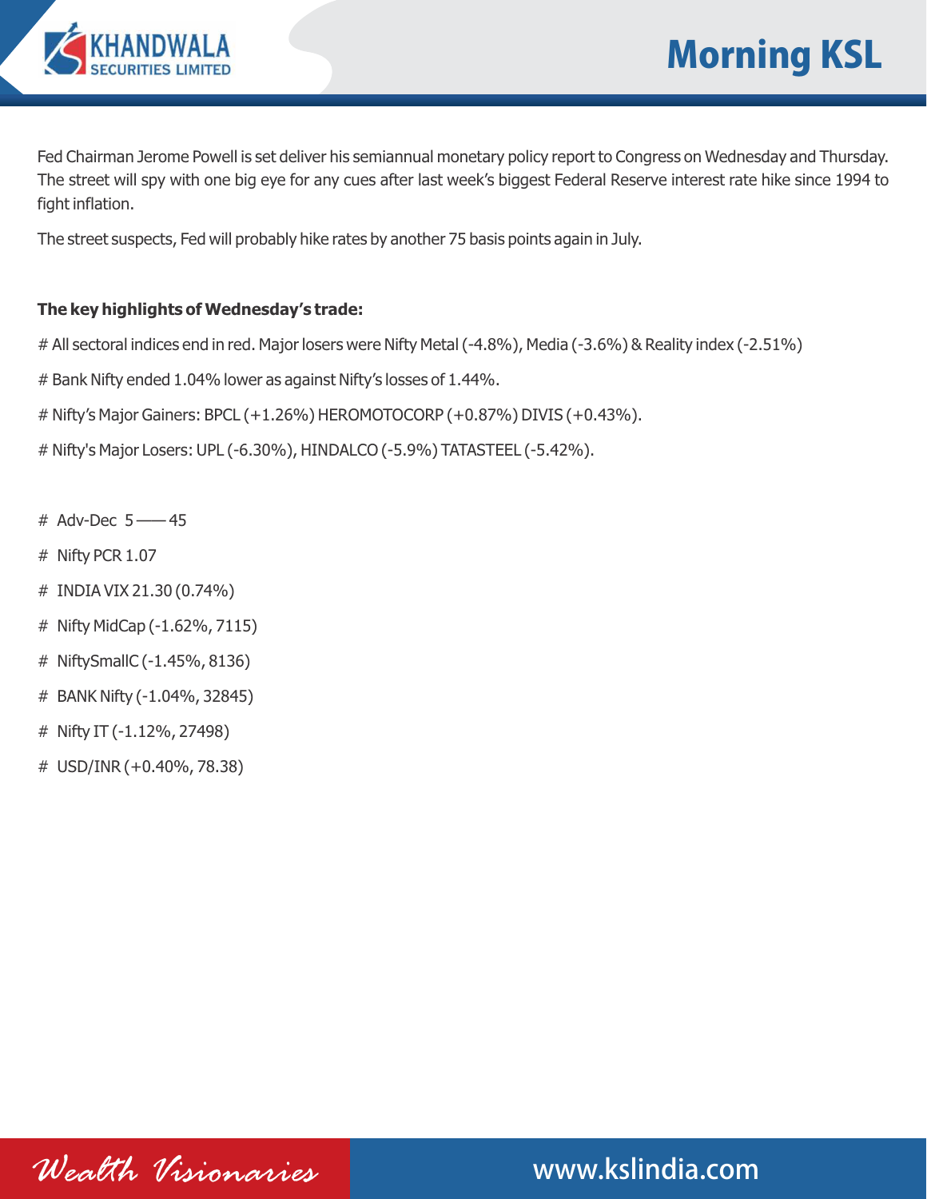Fed Chairman Jerome Powell is set deliver his semiannual monetary policy report to Congress on Wednesday and Thursday. The street will spy with one big eye for any cues after last week's biggest Federal Reserve interest rate hike since 1994 to fight inflation.

The street suspects, Fed will probably hike rates by another 75 basis points again in July.

**The key highlights of Wednesday's trade:**

# All sectoral indices end in red. Major losers were Nifty Metal (-4.8%), Media (-3.6%) & Reality index (-2.51%)

# Bank Nifty ended 1.04% lower as against Nifty's losses of 1.44%.

# Nifty's Major Gainers: BPCL (+1.26%) HEROMOTOCORP (+0.87%) DIVIS (+0.43%).

# Nifty's Major Losers: UPL (-6.30%), HINDALCO (-5.9%) TATASTEEL (-5.42%).

# Adv-Dec 5 —— 45

# Nifty PCR 1.07

# INDIA VIX 21.30 (0.74%)

# Nifty MidCap (-1.62%, 7115)

# NiftySmallC (-1.45%, 8136)

# BANK Nifty (-1.04%, 32845)

# Nifty IT (-1.12%, 27498)

# USD/INR (+0.40%, 78.38)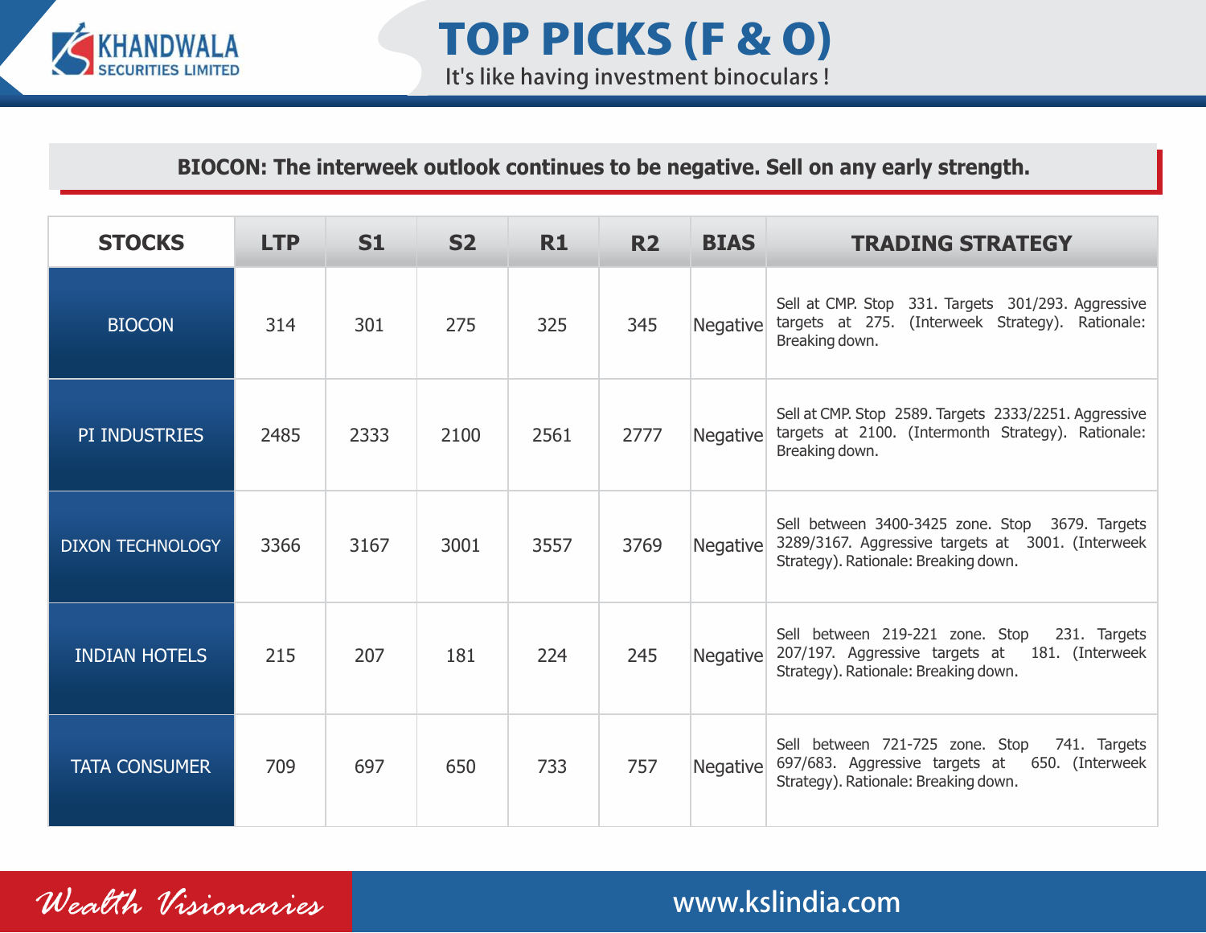# TOP PICKS (F & O)

It's like having investment binoculars !

**BIOCON: The interweek outlook continues to be negative. Sell on any early strength.**

| STOCKS | LTP | S1 | S2 | R1 | R2 | BIAS | TRADING STRATEGY |
|---|---|---|---|---|---|---|---|
| BIOCON | 314 | 301 | 275 | 325 | 345 | Negative | Sell at CMP. Stop 331. Targets 301/293. Aggressive targets at 275. (Interweek Strategy). Rationale: Breaking down. |
| PI INDUSTRIES | 2485 | 2333 | 2100 | 2561 | 2777 | Negative | Sell at CMP. Stop 2589. Targets 2333/2251. Aggressive targets at 2100. (Intermonth Strategy). Rationale: Breaking down. |
| DIXON TECHNOLOGY | 3366 | 3167 | 3001 | 3557 | 3769 | Negative | Sell between 3400-3425 zone. Stop 3679. Targets 3289/3167. Aggressive targets at 3001. (Interweek Strategy). Rationale: Breaking down. |
| INDIAN HOTELS | 215 | 207 | 181 | 224 | 245 | Negative | Sell between 219-221 zone. Stop 231. Targets 207/197. Aggressive targets at 181. (Interweek Strategy). Rationale: Breaking down. |
| TATA CONSUMER | 709 | 697 | 650 | 733 | 757 | Negative | Sell between 721-725 zone. Stop 741. Targets 697/683. Aggressive targets at 650. (Interweek Strategy). Rationale: Breaking down. |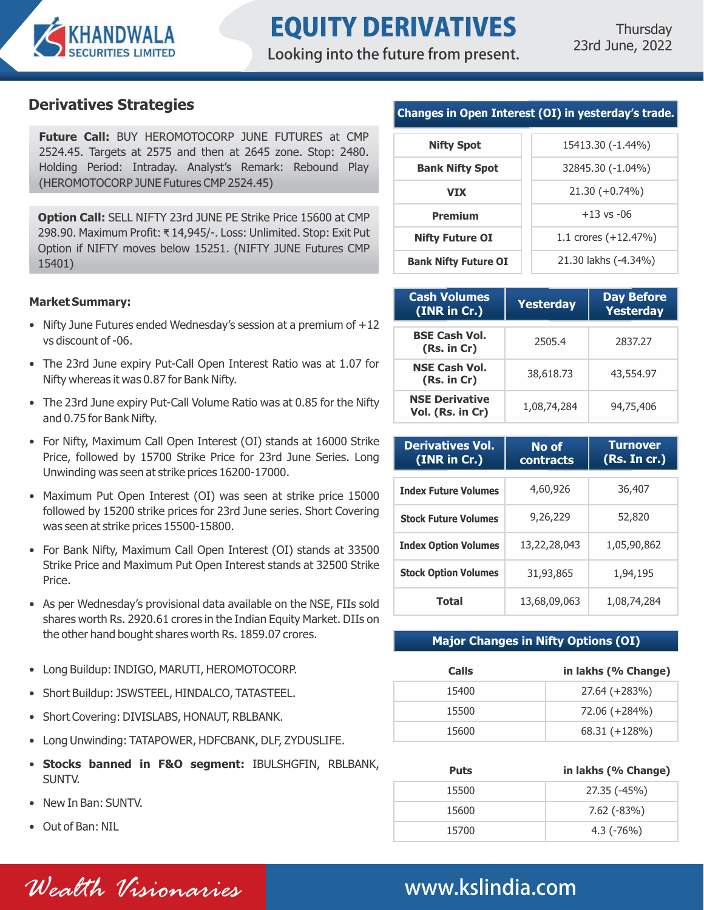# EQUITY DERIVATIVES

Looking into the future from present.

Thursday 23rd June, 2022

## Derivatives Strategies

**Future Call:** BUY HEROMOTOCORP JUNE FUTURES at CMP 2524.45. Targets at 2575 and then at 2645 zone. Stop: 2480. Holding Period: Intraday. Analyst's Remark: Rebound Play (HEROMOTOCORP JUNE Futures CMP 2524.45)

**Option Call:** SELL NIFTY 23rd JUNE PE Strike Price 15600 at CMP 298.90. Maximum Profit: ₹ 14,945/-. Loss: Unlimited. Stop: Exit Put Option if NIFTY moves below 15251. (NIFTY JUNE Futures CMP 15401)

**Market Summary:**

- Nifty June Futures ended Wednesday's session at a premium of +12 vs discount of -06.
- The 23rd June expiry Put-Call Open Interest Ratio was at 1.07 for Nifty whereas it was 0.87 for Bank Nifty.
- The 23rd June expiry Put-Call Volume Ratio was at 0.85 for the Nifty and 0.75 for Bank Nifty.
- For Nifty, Maximum Call Open Interest (OI) stands at 16000 Strike Price, followed by 15700 Strike Price for 23rd June Series. Long Unwinding was seen at strike prices 16200-17000.
- Maximum Put Open Interest (OI) was seen at strike price 15000 followed by 15200 strike prices for 23rd June series. Short Covering was seen at strike prices 15500-15800.
- For Bank Nifty, Maximum Call Open Interest (OI) stands at 33500 Strike Price and Maximum Put Open Interest stands at 32500 Strike Price.
- As per Wednesday's provisional data available on the NSE, FIIs sold shares worth Rs. 2920.61 crores in the Indian Equity Market. DIIs on the other hand bought shares worth Rs. 1859.07 crores.
- Long Buildup: INDIGO, MARUTI, HEROMOTOCORP.
- Short Buildup: JSWSTEEL, HINDALCO, TATASTEEL.
- Short Covering: DIVISLABS, HONAUT, RBLBANK.
- Long Unwinding: TATAPOWER, HDFCBANK, DLF, ZYDUSLIFE.
- **Stocks banned in F&O segment:** IBULSHGFIN, RBLBANK, SUNTV.
- New In Ban: SUNTV.
- Out of Ban: NIL

**Changes in Open Interest (OI) in yesterday's trade.**

| | |
|---|---|
| Nifty Spot | 15413.30 (-1.44%) |
| Bank Nifty Spot | 32845.30 (-1.04%) |
| VIX | 21.30 (+0.74%) |
| Premium | +13 vs -06 |
| Nifty Future OI | 1.1 crores (+12.47%) |
| Bank Nifty Future OI | 21.30 lakhs (-4.34%) |

| Cash Volumes (INR in Cr.) | Yesterday | Day Before Yesterday |
|---|---|---|
| BSE Cash Vol. (Rs. in Cr) | 2505.4 | 2837.27 |
| NSE Cash Vol. (Rs. in Cr) | 38,618.73 | 43,554.97 |
| NSE Derivative Vol. (Rs. in Cr) | 1,08,74,284 | 94,75,406 |

| Derivatives Vol. (INR in Cr.) | No of contracts | Turnover (Rs. In cr.) |
|---|---|---|
| Index Future Volumes | 4,60,926 | 36,407 |
| Stock Future Volumes | 9,26,229 | 52,820 |
| Index Option Volumes | 13,22,28,043 | 1,05,90,862 |
| Stock Option Volumes | 31,93,865 | 1,94,195 |
| Total | 13,68,09,063 | 1,08,74,284 |

**Major Changes in Nifty Options (OI)**

| Calls | in lakhs (% Change) |
|---|---|
| 15400 | 27.64 (+283%) |
| 15500 | 72.06 (+284%) |
| 15600 | 68.31 (+128%) |

| Puts | in lakhs (% Change) |
|---|---|
| 15500 | 27.35 (-45%) |
| 15600 | 7.62 (-83%) |
| 15700 | 4.3 (-76%) |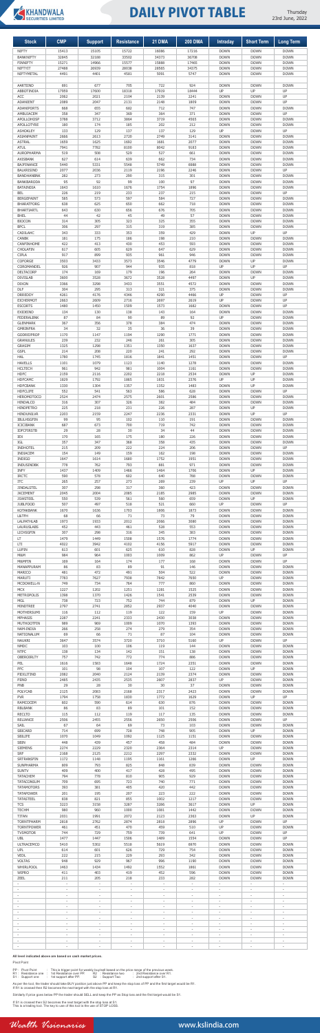# DAILY PIVOT TABLE

Thursday 23rd June, 2022

| Stock | CMP | Support | Resistance | 21 DMA | 200 DMA | Intraday | Short Term | Long Term |
|---|---|---|---|---|---|---|---|---|
| NIFTY | 15413 | 15105 | 15722 | 16086 | 17216 | DOWN | DOWN | DOWN |
| BANKNIFTY | 32845 | 32188 | 33502 | 34373 | 36708 | DOWN | DOWN | DOWN |
| FINNIFTY | 15271 | 14966 | 15577 | 15888 | 17465 | DOWN | DOWN | DOWN |
| NIFTYIT | 27488 | 26939 | 28038 | 28565 | 34375 | DOWN | DOWN | DOWN |
| NIFTYMETAL | 4491 | 4401 | 4581 | 5091 | 5747 | DOWN | DOWN | DOWN |
| | | | | | | | | |
| AARTIIND | 691 | 677 | 705 | 732 | 924 | DOWN | DOWN | DOWN |
| ABBOTINDIA | 17959 | 17600 | 18318 | 17919 | 18444 | UP | UP | UP |
| ACC | 2062 | 2021 | 2104 | 2139 | 2241 | DOWN | DOWN | UP |
| ADANIENT | 2089 | 2047 | 2131 | 2148 | 1809 | DOWN | DOWN | UP |
| ADANIPORTS | 668 | 655 | 682 | 712 | 747 | DOWN | DOWN | DOWN |
| AMBUJACEM | 358 | 347 | 369 | 364 | 371 | DOWN | DOWN | UP |
| APOLLOHOSP | 3788 | 3712 | 3864 | 3719 | 4565 | DOWN | DOWN | DOWN |
| APOLLOTYRE | 180 | 174 | 185 | 202 | 212 | DOWN | DOWN | DOWN |
| ASHOKLEY | 133 | 129 | 137 | 137 | 129 | UP | DOWN | UP |
| ASIANPAINT | 2666 | 2613 | 2720 | 2749 | 3141 | DOWN | DOWN | DOWN |
| ASTRAL | 1659 | 1625 | 1692 | 1681 | 2077 | DOWN | DOWN | DOWN |
| ATUL | 7941 | 7782 | 8100 | 8042 | 9183 | DOWN | DOWN | DOWN |
| AUROPHARMA | 519 | 508 | 529 | 527 | 661 | DOWN | DOWN | DOWN |
| AXISBANK | 627 | 614 | 639 | 662 | 734 | DOWN | DOWN | DOWN |
| BAJFINANCE | 5440 | 5331 | 5548 | 5749 | 6988 | DOWN | DOWN | DOWN |
| BALKRISIND | 2077 | 2036 | 2119 | 2196 | 2246 | DOWN | DOWN | UP |
| BANDHANBNK | 282 | 273 | 290 | 315 | 301 | DOWN | DOWN | DOWN |
| BANKBARODA | 95 | 92 | 99 | 100 | 97 | DOWN | DOWN | DOWN |
| BATAINDIA | 1643 | 1610 | 1676 | 1754 | 1896 | DOWN | DOWN | DOWN |
| BEL | 226 | 219 | 233 | 237 | 215 | DOWN | DOWN | UP |
| BERGEPAINT | 585 | 573 | 597 | 594 | 727 | DOWN | DOWN | DOWN |
| BHARATFORG | 638 | 625 | 650 | 662 | 718 | DOWN | DOWN | DOWN |
| BHARTIARTL | 643 | 630 | 656 | 676 | 705 | DOWN | DOWN | DOWN |
| BHEL | 44 | 42 | 45 | 49 | 57 | DOWN | DOWN | DOWN |
| BIOCON | 314 | 305 | 323 | 325 | 355 | DOWN | DOWN | DOWN |
| BPCL | 306 | 297 | 315 | 319 | 385 | DOWN | DOWN | DOWN |
| CADILAHC | 343 | 333 | 353 | 359 | 429 | DOWN | UP | UP |
| CANBK | 181 | 175 | 186 | 198 | 210 | DOWN | DOWN | DOWN |
| CANFINHOME | 422 | 413 | 430 | 453 | 593 | DOWN | DOWN | DOWN |
| CHOLAFIN | 617 | 605 | 629 | 647 | 629 | DOWN | DOWN | DOWN |
| CIPLA | 917 | 899 | 935 | 961 | 946 | DOWN | DOWN | DOWN |
| COFORGE | 3503 | 3433 | 3573 | 3546 | 4779 | DOWN | UP | DOWN |
| COROMANDEL | 926 | 907 | 944 | 935 | 818 | UP | UP | UP |
| DELTACORP | 174 | 169 | 179 | 196 | 264 | DOWN | DOWN | DOWN |
| DIVISLAB | 3600 | 3528 | 3672 | 3528 | 4497 | UP | UP | DOWN |
| DIXON | 3366 | 3298 | 3433 | 3551 | 4572 | DOWN | DOWN | DOWN |
| DLF | 304 | 295 | 313 | 321 | 375 | DOWN | DOWN | DOWN |
| DRREDDY | 4261 | 4176 | 4346 | 4290 | 4466 | UP | DOWN | UP |
| EICHERMOT | 2663 | 2609 | 2716 | 2697 | 2619 | UP | DOWN | UP |
| ESCORTS | 1480 | 1450 | 1509 | 1573 | 1682 | DOWN | DOWN | UP |
| EXIDEIND | 134 | 130 | 138 | 143 | 164 | DOWN | DOWN | DOWN |
| FEDERALBNK | 87 | 84 | 90 | 89 | 92 | UP | DOWN | DOWN |
| GLENMARK | 367 | 356 | 378 | 384 | 474 | DOWN | DOWN | DOWN |
| GMRINFRA | 34 | 32 | 35 | 36 | 39 | DOWN | DOWN | DOWN |
| GODREJPROP | 1170 | 1147 | 1194 | 1290 | 1771 | DOWN | DOWN | DOWN |
| GRANULES | 239 | 232 | 246 | 261 | 305 | DOWN | DOWN | DOWN |
| GRASIM | 1325 | 1298 | 1351 | 1350 | 1637 | DOWN | DOWN | DOWN |
| GSPL | 214 | 208 | 220 | 241 | 292 | DOWN | DOWN | DOWN |
| HAL | 1780 | 1745 | 1816 | 1841 | 1451 | DOWN | DOWN | UP |
| HAVELLS | 1101 | 1079 | 1123 | 1140 | 1278 | DOWN | DOWN | DOWN |
| HCLTECH | 961 | 942 | 981 | 1004 | 1161 | DOWN | DOWN | DOWN |
| HDFC | 2159 | 2116 | 2202 | 2218 | 2534 | DOWN | UP | DOWN |
| HDFCAMC | 1828 | 1792 | 1865 | 1831 | 2376 | UP | UP | DOWN |
| HDFCBANK | 1330 | 1304 | 1357 | 1352 | 1483 | DOWN | UP | DOWN |
| HDFCLIFE | 552 | 541 | 563 | 566 | 628 | DOWN | DOWN | UP |
| HEROMOTOCO | 2524 | 2474 | 2575 | 2601 | 2586 | DOWN | DOWN | DOWN |
| HINDALCO | 316 | 307 | 326 | 382 | 484 | DOWN | DOWN | DOWN |
| HINDPETRO | 225 | 218 | 231 | 226 | 287 | DOWN | UP | DOWN |
| HINDUNILVR | 2203 | 2159 | 2247 | 2236 | 2331 | DOWN | UP | DOWN |
| IBULHSGFIN | 99 | 95 | 102 | 110 | 191 | DOWN | DOWN | DOWN |
| ICICIBANK | 687 | 673 | 700 | 719 | 742 | DOWN | DOWN | DOWN |
| IDFCFIRSTB | 29 | 28 | 30 | 34 | 44 | DOWN | DOWN | DOWN |
| IEX | 170 | 165 | 175 | 180 | 226 | DOWN | DOWN | DOWN |
| IGL | 357 | 347 | 368 | 358 | 435 | DOWN | DOWN | DOWN |
| INDHOTEL | 215 | 209 | 222 | 224 | 206 | DOWN | DOWN | UP |
| INDIACEM | 154 | 149 | 159 | 162 | 198 | DOWN | DOWN | DOWN |
| INDIGO | 1647 | 1614 | 1680 | 1752 | 1951 | DOWN | DOWN | DOWN |
| INDUSINDBK | 778 | 762 | 793 | 881 | 971 | DOWN | DOWN | DOWN |
| INFY | 1437 | 1409 | 1466 | 1464 | 1706 | DOWN | UP | DOWN |
| IRCTC | 590 | 578 | 602 | 640 | 788 | DOWN | DOWN | DOWN |
| ITC | 265 | 257 | 273 | 269 | 239 | UP | UP | UP |
| JINDALSTEL | 307 | 298 | 317 | 360 | 423 | DOWN | DOWN | DOWN |
| JKCEMENT | 2045 | 2004 | 2085 | 2185 | 2985 | DOWN | DOWN | DOWN |
| JSWSTEEL | 550 | 539 | 561 | 560 | 659 | DOWN | UP | DOWN |
| JUBLFOOD | 507 | 497 | 518 | 521 | 660 | UP | DOWN | UP |
| KOTAKBANK | 1670 | 1636 | 1703 | 1695 | 1873 | DOWN | DOWN | DOWN |
| L&TFH | 68 | 66 | 71 | 73 | 79 | DOWN | DOWN | DOWN |
| LALPATHLAB | 1973 | 1933 | 2012 | 2066 | 3080 | DOWN | DOWN | DOWN |
| LAURUSLABS | 452 | 443 | 461 | 526 | 553 | DOWN | DOWN | DOWN |
| LICHSGFIN | 307 | 298 | 316 | 345 | 383 | DOWN | DOWN | DOWN |
| LT | 1479 | 1449 | 1508 | 1576 | 1774 | DOWN | DOWN | DOWN |
| LTI | 4022 | 3942 | 4102 | 4156 | 5917 | DOWN | DOWN | DOWN |
| LUPIN | 613 | 601 | 625 | 610 | 828 | DOWN | UP | DOWN |
| M&M | 984 | 964 | 1003 | 1009 | 862 | UP | DOWN | UP |
| M&MFIN | 169 | 164 | 174 | 177 | 168 | DOWN | DOWN | UP |
| MANAPPURAM | 86 | 83 | 89 | 91 | 146 | DOWN | DOWN | DOWN |
| MARICO | 481 | 472 | 491 | 504 | 522 | DOWN | DOWN | DOWN |
| MARUTI | 7783 | 7627 | 7938 | 7842 | 7650 | UP | DOWN | UP |
| MCDOWELL-N | 749 | 734 | 764 | 777 | 860 | DOWN | DOWN | DOWN |
| MCX | 1227 | 1202 | 1251 | 1281 | 1525 | DOWN | DOWN | DOWN |
| METROPOLIS | 1398 | 1370 | 1426 | 1541 | 2539 | DOWN | DOWN | DOWN |
| MGL | 738 | 723 | 752 | 744 | 870 | DOWN | UP | DOWN |
| MINDTREE | 2797 | 2741 | 2852 | 2837 | 4048 | DOWN | DOWN | DOWN |
| MOTHERSUMI | 116 | 112 | 119 | 122 | 159 | UP | DOWN | DOWN |
| MPHASIS | 2287 | 2241 | 2333 | 2430 | 3038 | DOWN | DOWN | DOWN |
| MUTHOOTFIN | 989 | 969 | 1009 | 1070 | 1393 | DOWN | DOWN | DOWN |
| NAM-INDIA | 266 | 258 | 274 | 279 | 354 | DOWN | DOWN | DOWN |
| NATIONALUM | 69 | 66 | 71 | 87 | 104 | DOWN | DOWN | DOWN |
| NAUKRI | 3647 | 3574 | 3720 | 3710 | 5160 | UP | DOWN | UP |
| NMDC | 103 | 100 | 106 | 119 | 144 | DOWN | DOWN | DOWN |
| NTPC | 138 | 134 | 142 | 151 | 138 | DOWN | DOWN | DOWN |
| OBEROIRLTY | 757 | 742 | 772 | 774 | 886 | DOWN | DOWN | DOWN |
| PEL | 1616 | 1583 | 1648 | 1724 | 2351 | DOWN | DOWN | DOWN |
| PFC | 101 | 98 | 104 | 107 | 122 | DOWN | UP | DOWN |
| PIDILITIND | 2082 | 2040 | 2124 | 2139 | 2374 | DOWN | DOWN | DOWN |
| PIIND | 2485 | 2435 | 2535 | 2607 | 2837 | UP | DOWN | DOWN |
| PNB | 29 | 28 | 30 | 30 | 37 | DOWN | DOWN | DOWN |
| POLYCAB | 2125 | 2083 | 2168 | 2317 | 2423 | DOWN | DOWN | DOWN |
| PVR | 1794 | 1758 | 1830 | 1772 | 1629 | DOWN | UP | UP |
| RAMCOCEM | 602 | 590 | 614 | 630 | 876 | DOWN | DOWN | DOWN |
| RBLBANK | 86 | 83 | 89 | 101 | 152 | DOWN | DOWN | DOWN |
| RECLTD | 115 | 112 | 119 | 117 | 135 | DOWN | DOWN | DOWN |
| RELIANCE | 2506 | 2455 | 2556 | 2650 | 2508 | DOWN | DOWN | UP |
| SAIL | 67 | 64 | 69 | 73 | 103 | DOWN | DOWN | DOWN |
| SBICARD | 714 | 699 | 728 | 748 | 905 | DOWN | UP | DOWN |
| SBILIFE | 1070 | 1049 | 1092 | 1125 | 1151 | DOWN | DOWN | DOWN |
| SBIN | 446 | 439 | 457 | 458 | 484 | DOWN | DOWN | DOWN |
| SIEMENS | 2274 | 2229 | 2320 | 2364 | 2314 | UP | DOWN | DOWN |
| SRF | 2168 | 2125 | 2212 | 2297 | 2332 | DOWN | DOWN | DOWN |
| SRTRANSFIN | 1172 | 1148 | 1195 | 1161 | 1286 | DOWN | UP | DOWN |
| SUNPHARMA | 809 | 793 | 825 | 848 | 830 | DOWN | DOWN | DOWN |
| SUNTV | 409 | 400 | 417 | 428 | 495 | DOWN | DOWN | DOWN |
| TATACHEM | 794 | 778 | 810 | 805 | 929 | DOWN | DOWN | DOWN |
| TATACONSUM | 709 | 695 | 723 | 740 | 771 | DOWN | DOWN | DOWN |
| TATAMOTORS | 393 | 381 | 405 | 420 | 442 | DOWN | DOWN | DOWN |
| TATAPOWER | 201 | 195 | 207 | 223 | 222 | DOWN | DOWN | DOWN |
| TATASTEEL | 838 | 821 | 855 | 1002 | 1217 | DOWN | DOWN | DOWN |
| TCS | 3223 | 3158 | 3287 | 3286 | 3617 | DOWN | UP | DOWN |
| TECHM | 980 | 960 | 1000 | 1081 | 1442 | DOWN | DOWN | DOWN |
| TITAN | 2031 | 1991 | 2072 | 2123 | 2363 | DOWN | UP | UP |
| TORNTPHARM | 2818 | 2762 | 2874 | 2818 | 2896 | UP | DOWN | UP |
| TORNTPOWER | 461 | 451 | 470 | 459 | 510 | UP | DOWN | UP |
| TVSMOTOR | 744 | 729 | 759 | 739 | 641 | UP | DOWN | UP |
| UBL | 1477 | 1447 | 1506 | 1489 | 1554 | DOWN | DOWN | UP |
| ULTRACEMCO | 5410 | 5302 | 5518 | 5619 | 6970 | DOWN | DOWN | DOWN |
| UPL | 614 | 601 | 626 | 729 | 754 | DOWN | DOWN | DOWN |
| VEDL | 222 | 215 | 229 | 293 | 342 | DOWN | DOWN | DOWN |
| VOLTAS | 948 | 929 | 967 | 996 | 1190 | DOWN | DOWN | DOWN |
| WHIRLPOOL | 1463 | 1434 | 1492 | 1552 | 1861 | DOWN | DOWN | DOWN |
| WIPRO | 411 | 403 | 419 | 452 | 596 | DOWN | DOWN | DOWN |
| ZEEL | 211 | 205 | 218 | 233 | 262 | DOWN | DOWN | DOWN |

**All level indicated above are based on cash market prices.**

Pivot Point

PP : Pivot Point : This is trigger point for weekly buy/sell based on the price range of the previous week.
R1 : Resistance one : 1st Resistance over PP. R2 : Resistance two : 2nd Resistance over R1.
S1 : Support one : 1st support after PP. S2 : Support Two : 2nd support after S1.

As per the tool, the trader should take BUY position just above PP and keep the stop loss of PP and the first target would be R1.
If R1 is crossed then R2 becomes the next target with the stop loss at R1.

Similarly if price goes below PP the trader should SELL and keep the PP as Stop loss and the first target would be S1.

If S1 is crossed then S2 becomes the next target with the stop loss at S1.
This is a trading tool. The key to use of this tool is the use of STOP LOSS.

*Wealth Visionaries* www.kslindia.com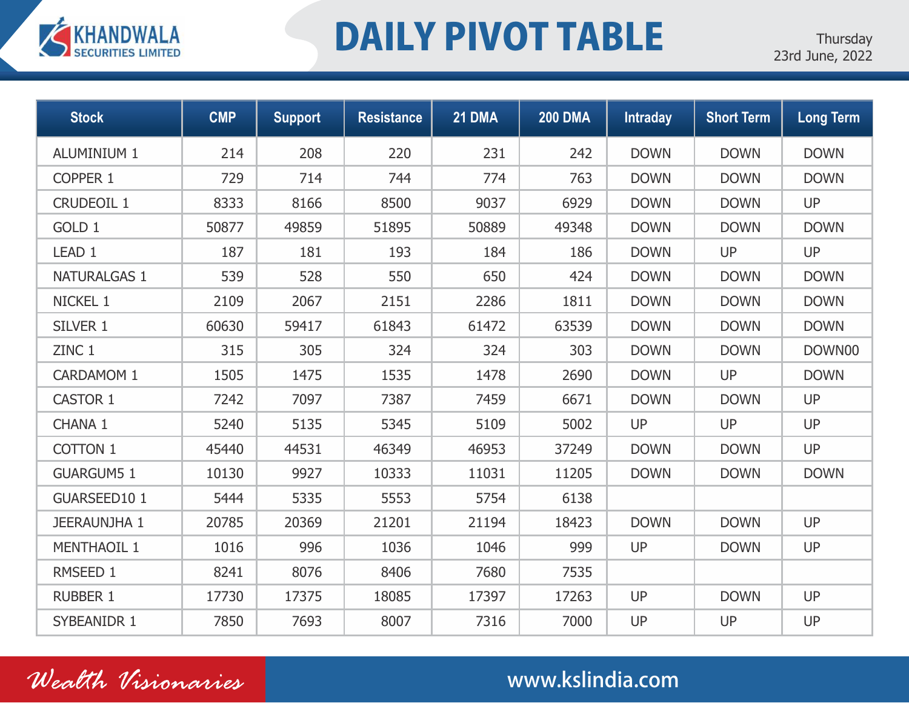# DAILY PIVOT TABLE

Thursday
23rd June, 2022

| Stock | CMP | Support | Resistance | 21 DMA | 200 DMA | Intraday | Short Term | Long Term |
|---|---|---|---|---|---|---|---|---|
| ALUMINIUM 1 | 214 | 208 | 220 | 231 | 242 | DOWN | DOWN | DOWN |
| COPPER 1 | 729 | 714 | 744 | 774 | 763 | DOWN | DOWN | DOWN |
| CRUDEOIL 1 | 8333 | 8166 | 8500 | 9037 | 6929 | DOWN | DOWN | UP |
| GOLD 1 | 50877 | 49859 | 51895 | 50889 | 49348 | DOWN | DOWN | DOWN |
| LEAD 1 | 187 | 181 | 193 | 184 | 186 | DOWN | UP | UP |
| NATURALGAS 1 | 539 | 528 | 550 | 650 | 424 | DOWN | DOWN | DOWN |
| NICKEL 1 | 2109 | 2067 | 2151 | 2286 | 1811 | DOWN | DOWN | DOWN |
| SILVER 1 | 60630 | 59417 | 61843 | 61472 | 63539 | DOWN | DOWN | DOWN |
| ZINC 1 | 315 | 305 | 324 | 324 | 303 | DOWN | DOWN | DOWN00 |
| CARDAMOM 1 | 1505 | 1475 | 1535 | 1478 | 2690 | DOWN | UP | DOWN |
| CASTOR 1 | 7242 | 7097 | 7387 | 7459 | 6671 | DOWN | DOWN | UP |
| CHANA 1 | 5240 | 5135 | 5345 | 5109 | 5002 | UP | UP | UP |
| COTTON 1 | 45440 | 44531 | 46349 | 46953 | 37249 | DOWN | DOWN | UP |
| GUARGUM5 1 | 10130 | 9927 | 10333 | 11031 | 11205 | DOWN | DOWN | DOWN |
| GUARSEED10 1 | 5444 | 5335 | 5553 | 5754 | 6138 | | | |
| JEERAUNJHA 1 | 20785 | 20369 | 21201 | 21194 | 18423 | DOWN | DOWN | UP |
| MENTHAOIL 1 | 1016 | 996 | 1036 | 1046 | 999 | UP | DOWN | UP |
| RMSEED 1 | 8241 | 8076 | 8406 | 7680 | 7535 | | | |
| RUBBER 1 | 17730 | 17375 | 18085 | 17397 | 17263 | UP | DOWN | UP |
| SYBEANIDR 1 | 7850 | 7693 | 8007 | 7316 | 7000 | UP | UP | UP |

*Wealth Visionaries*

www.kslindia.com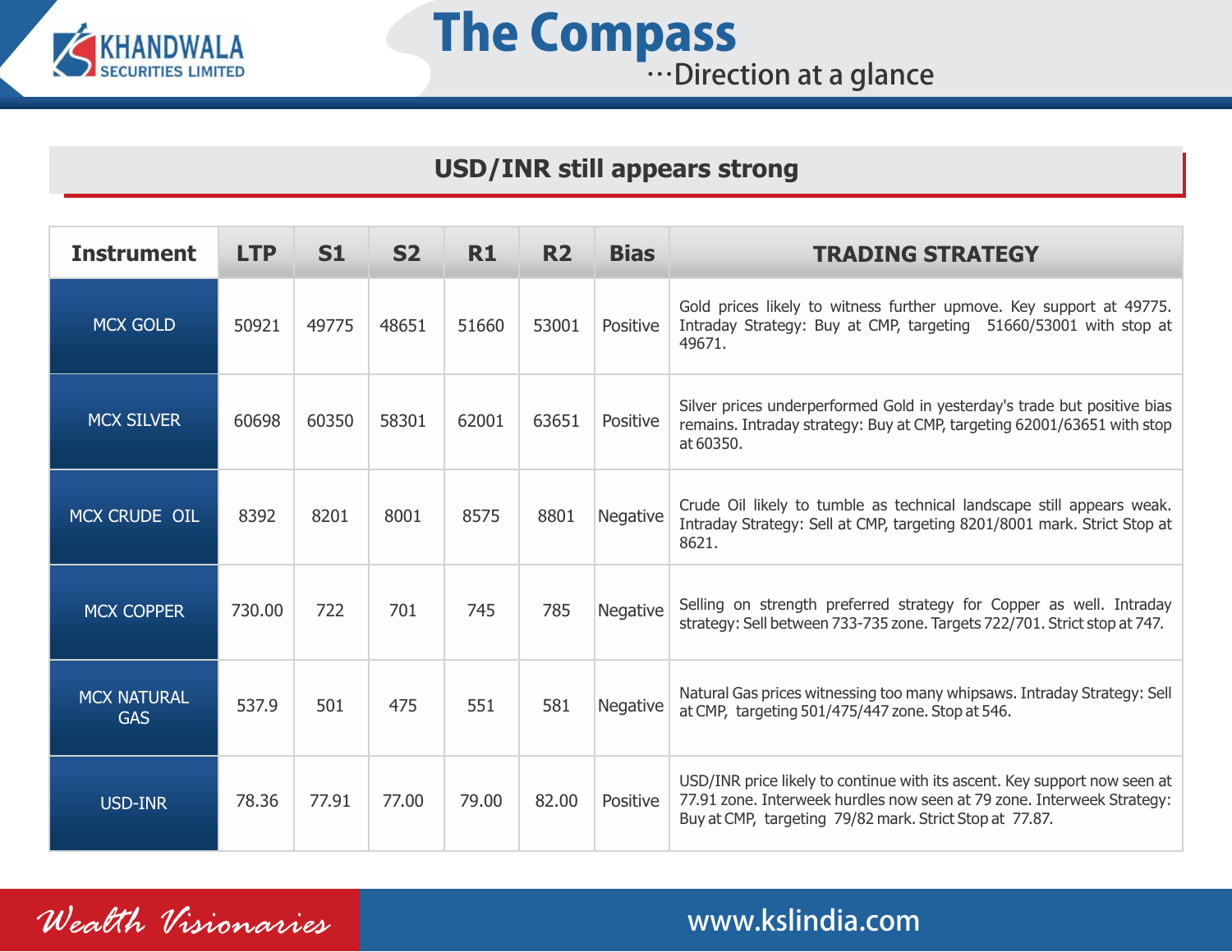## USD/INR still appears strong

| Instrument | LTP | S1 | S2 | R1 | R2 | Bias | TRADING STRATEGY |
|---|---|---|---|---|---|---|---|
| MCX GOLD | 50921 | 49775 | 48651 | 51660 | 53001 | Positive | Gold prices likely to witness further upmove. Key support at 49775. Intraday Strategy: Buy at CMP, targeting 51660/53001 with stop at 49671. |
| MCX SILVER | 60698 | 60350 | 58301 | 62001 | 63651 | Positive | Silver prices underperformed Gold in yesterday's trade but positive bias remains. Intraday strategy: Buy at CMP, targeting 62001/63651 with stop at 60350. |
| MCX CRUDE OIL | 8392 | 8201 | 8001 | 8575 | 8801 | Negative | Crude Oil likely to tumble as technical landscape still appears weak. Intraday Strategy: Sell at CMP, targeting 8201/8001 mark. Strict Stop at 8621. |
| MCX COPPER | 730.00 | 722 | 701 | 745 | 785 | Negative | Selling on strength preferred strategy for Copper as well. Intraday strategy: Sell between 733-735 zone. Targets 722/701. Strict stop at 747. |
| MCX NATURAL GAS | 537.9 | 501 | 475 | 551 | 581 | Negative | Natural Gas prices witnessing too many whipsaws. Intraday Strategy: Sell at CMP, targeting 501/475/447 zone. Stop at 546. |
| USD-INR | 78.36 | 77.91 | 77.00 | 79.00 | 82.00 | Positive | USD/INR price likely to continue with its ascent. Key support now seen at 77.91 zone. Interweek hurdles now seen at 79 zone. Interweek Strategy: Buy at CMP, targeting 79/82 mark. Strict Stop at 77.87. |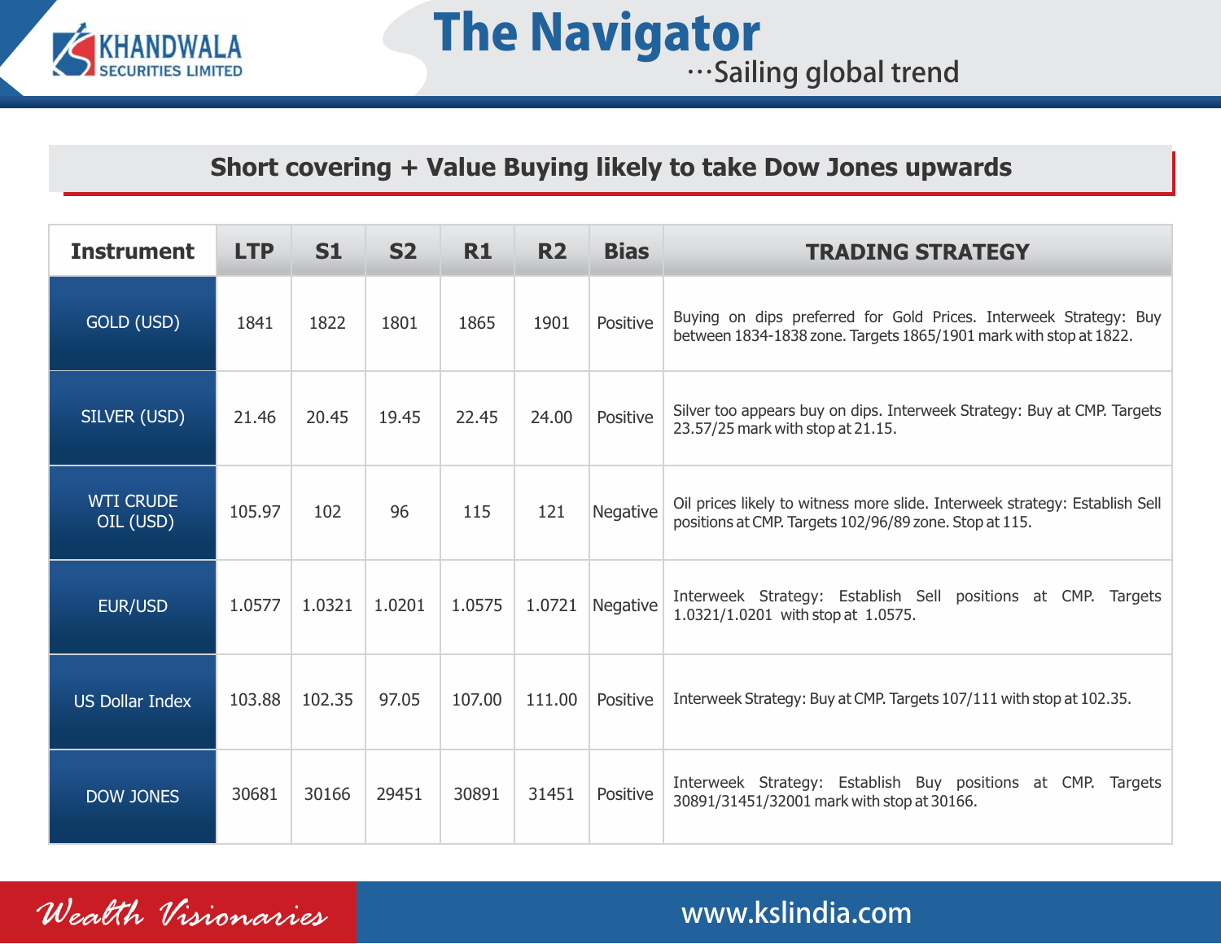## Short covering + Value Buying likely to take Dow Jones upwards

| Instrument | LTP | S1 | S2 | R1 | R2 | Bias | TRADING STRATEGY |
|---|---|---|---|---|---|---|---|
| GOLD (USD) | 1841 | 1822 | 1801 | 1865 | 1901 | Positive | Buying on dips preferred for Gold Prices. Interweek Strategy: Buy between 1834-1838 zone. Targets 1865/1901 mark with stop at 1822. |
| SILVER (USD) | 21.46 | 20.45 | 19.45 | 22.45 | 24.00 | Positive | Silver too appears buy on dips. Interweek Strategy: Buy at CMP. Targets 23.57/25 mark with stop at 21.15. |
| WTI CRUDE OIL (USD) | 105.97 | 102 | 96 | 115 | 121 | Negative | Oil prices likely to witness more slide. Interweek strategy: Establish Sell positions at CMP. Targets 102/96/89 zone. Stop at 115. |
| EUR/USD | 1.0577 | 1.0321 | 1.0201 | 1.0575 | 1.0721 | Negative | Interweek Strategy: Establish Sell positions at CMP. Targets 1.0321/1.0201 with stop at 1.0575. |
| US Dollar Index | 103.88 | 102.35 | 97.05 | 107.00 | 111.00 | Positive | Interweek Strategy: Buy at CMP. Targets 107/111 with stop at 102.35. |
| DOW JONES | 30681 | 30166 | 29451 | 30891 | 31451 | Positive | Interweek Strategy: Establish Buy positions at CMP. Targets 30891/31451/32001 mark with stop at 30166. |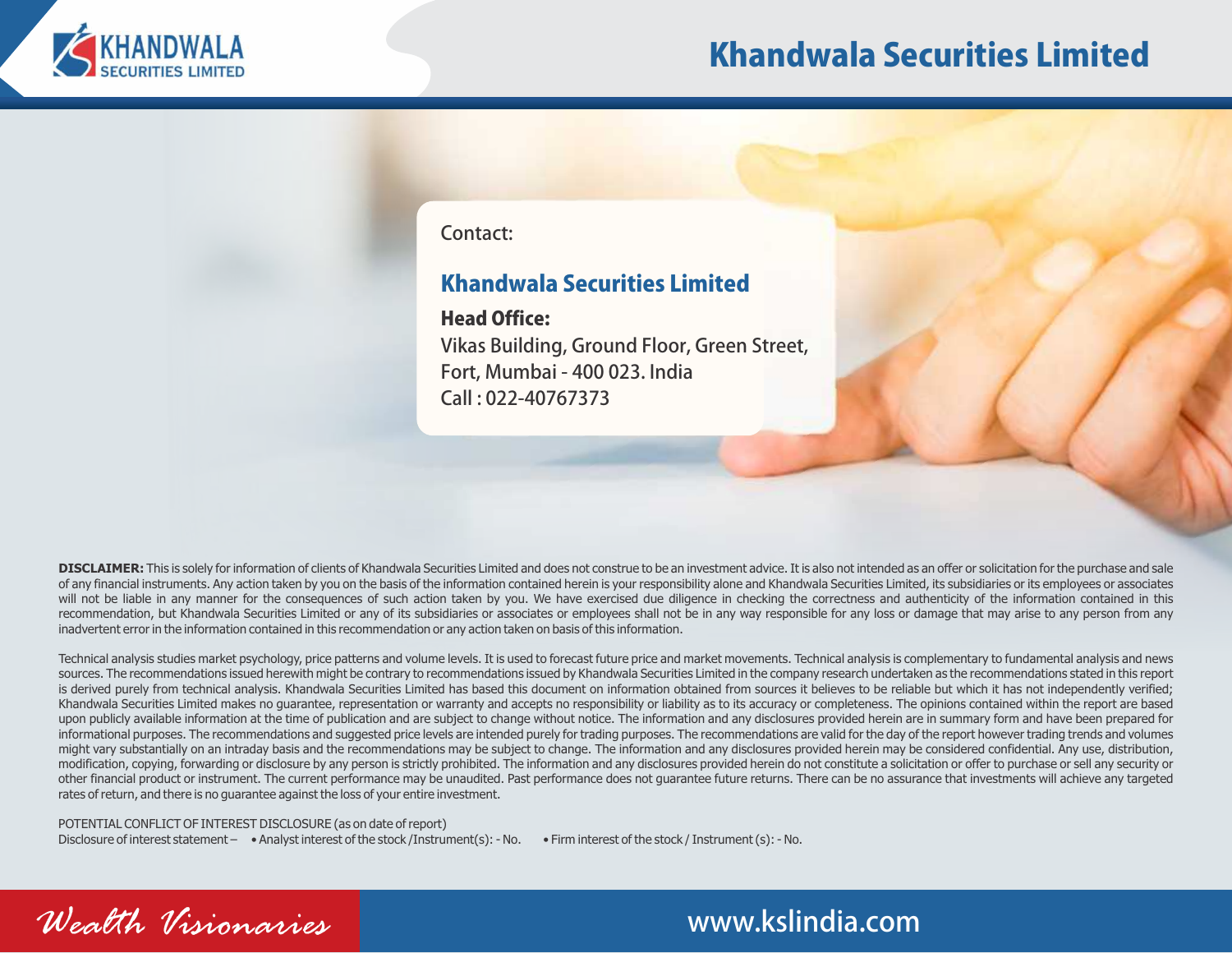# Khandwala Securities Limited

Contact:

## Khandwala Securities Limited

**Head Office:**
Vikas Building, Ground Floor, Green Street,
Fort, Mumbai - 400 023. India
Call : 022-40767373

**DISCLAIMER:** This is solely for information of clients of Khandwala Securities Limited and does not construe to be an investment advice. It is also not intended as an offer or solicitation for the purchase and sale of any financial instruments. Any action taken by you on the basis of the information contained herein is your responsibility alone and Khandwala Securities Limited, its subsidiaries or its employees or associates will not be liable in any manner for the consequences of such action taken by you. We have exercised due diligence in checking the correctness and authenticity of the information contained in this recommendation, but Khandwala Securities Limited or any of its subsidiaries or associates or employees shall not be in any way responsible for any loss or damage that may arise to any person from any inadvertent error in the information contained in this recommendation or any action taken on basis of this information.

Technical analysis studies market psychology, price patterns and volume levels. It is used to forecast future price and market movements. Technical analysis is complementary to fundamental analysis and news sources. The recommendations issued herewith might be contrary to recommendations issued by Khandwala Securities Limited in the company research undertaken as the recommendations stated in this report is derived purely from technical analysis. Khandwala Securities Limited has based this document on information obtained from sources it believes to be reliable but which it has not independently verified; Khandwala Securities Limited makes no guarantee, representation or warranty and accepts no responsibility or liability as to its accuracy or completeness. The opinions contained within the report are based upon publicly available information at the time of publication and are subject to change without notice. The information and any disclosures provided herein are in summary form and have been prepared for informational purposes. The recommendations and suggested price levels are intended purely for trading purposes. The recommendations are valid for the day of the report however trading trends and volumes might vary substantially on an intraday basis and the recommendations may be subject to change. The information and any disclosures provided herein may be considered confidential. Any use, distribution, modification, copying, forwarding or disclosure by any person is strictly prohibited. The information and any disclosures provided herein do not constitute a solicitation or offer to purchase or sell any security or other financial product or instrument. The current performance may be unaudited. Past performance does not guarantee future returns. There can be no assurance that investments will achieve any targeted rates of return, and there is no guarantee against the loss of your entire investment.

POTENTIAL CONFLICT OF INTEREST DISCLOSURE (as on date of report)
Disclosure of interest statement – • Analyst interest of the stock /Instrument(s): - No. • Firm interest of the stock / Instrument (s): - No.

*Wealth Visionaries*

www.kslindia.com